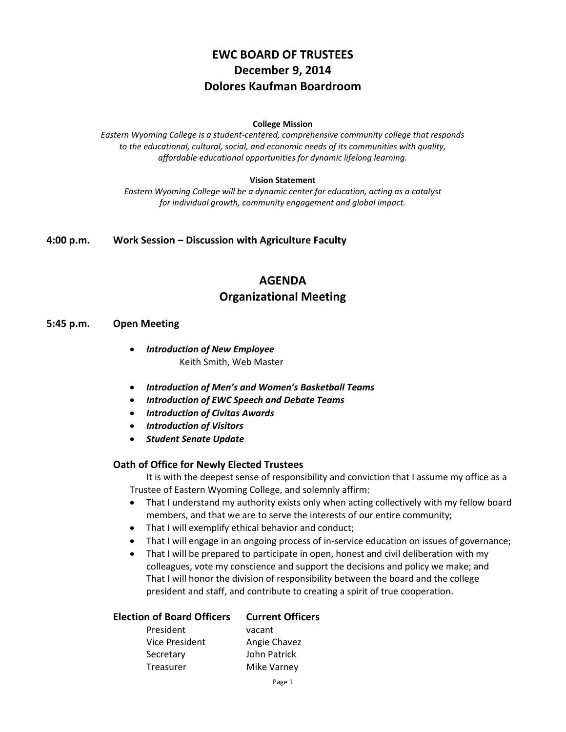# EWC BOARD OF TRUSTEES
# December 9, 2014
# Dolores Kaufman Boardroom

**College Mission**

*Eastern Wyoming College is a student-centered, comprehensive community college that responds to the educational, cultural, social, and economic needs of its communities with quality, affordable educational opportunities for dynamic lifelong learning.*

**Vision Statement**

*Eastern Wyoming College will be a dynamic center for education, acting as a catalyst for individual growth, community engagement and global impact.*

**4:00 p.m. Work Session – Discussion with Agriculture Faculty**

## AGENDA
## Organizational Meeting

**5:45 p.m. Open Meeting**

- ***Introduction of New Employee***
  Keith Smith, Web Master
- ***Introduction of Men's and Women's Basketball Teams***
- ***Introduction of EWC Speech and Debate Teams***
- ***Introduction of Civitas Awards***
- ***Introduction of Visitors***
- ***Student Senate Update***

### Oath of Office for Newly Elected Trustees

It is with the deepest sense of responsibility and conviction that I assume my office as a Trustee of Eastern Wyoming College, and solemnly affirm:

- That I understand my authority exists only when acting collectively with my fellow board members, and that we are to serve the interests of our entire community;
- That I will exemplify ethical behavior and conduct;
- That I will engage in an ongoing process of in-service education on issues of governance;
- That I will be prepared to participate in open, honest and civil deliberation with my colleagues, vote my conscience and support the decisions and policy we make; and That I will honor the division of responsibility between the board and the college president and staff, and contribute to creating a spirit of true cooperation.

| Election of Board Officers | Current Officers |
|---|---|
| President | vacant |
| Vice President | Angie Chavez |
| Secretary | John Patrick |
| Treasurer | Mike Varney |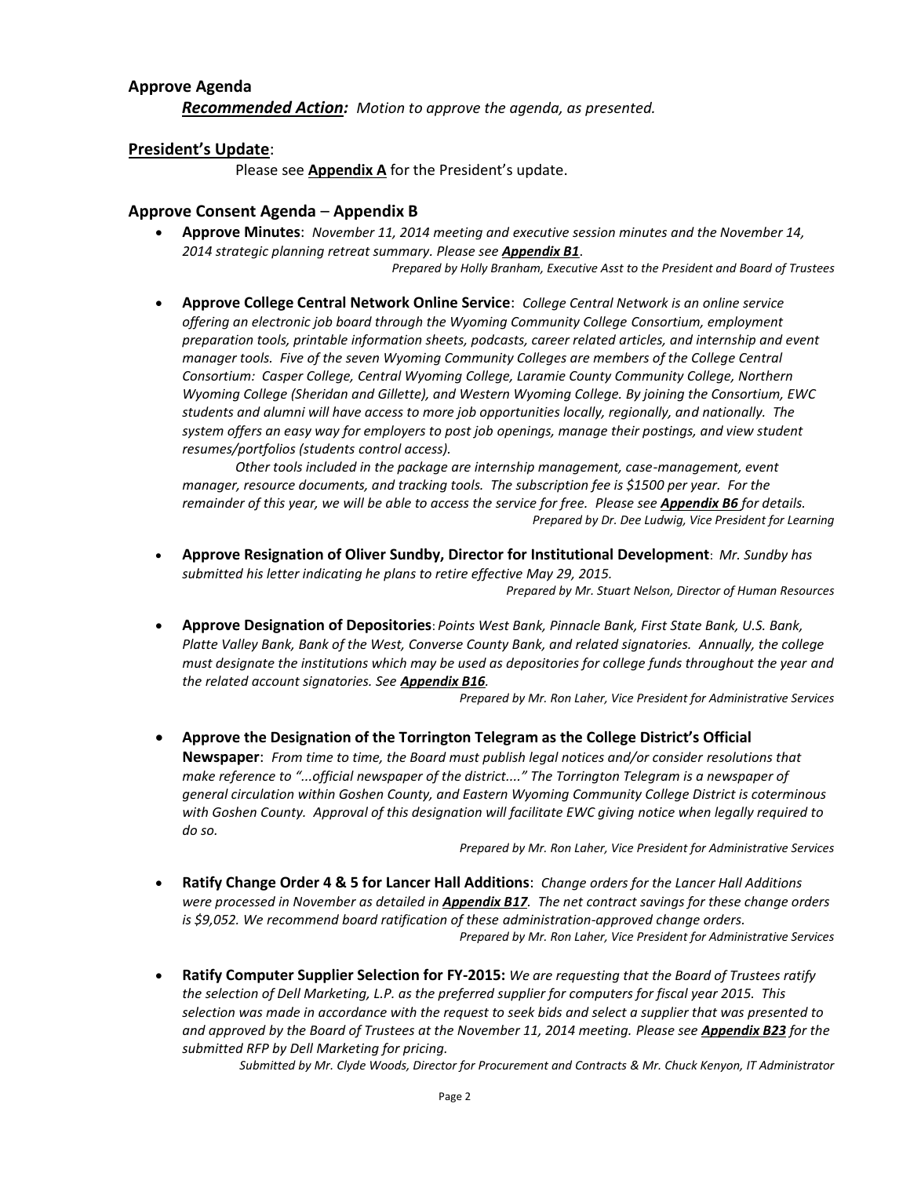### Approve Agenda

***Recommended Action:*** *Motion to approve the agenda, as presented.*

### President's Update:

Please see **Appendix A** for the President's update.

### Approve Consent Agenda – Appendix B

- **Approve Minutes**: *November 11, 2014 meeting and executive session minutes and the November 14, 2014 strategic planning retreat summary. Please see **Appendix B1**.*

  *Prepared by Holly Branham, Executive Asst to the President and Board of Trustees*

- **Approve College Central Network Online Service**: *College Central Network is an online service offering an electronic job board through the Wyoming Community College Consortium, employment preparation tools, printable information sheets, podcasts, career related articles, and internship and event manager tools. Five of the seven Wyoming Community Colleges are members of the College Central Consortium: Casper College, Central Wyoming College, Laramie County Community College, Northern Wyoming College (Sheridan and Gillette), and Western Wyoming College. By joining the Consortium, EWC students and alumni will have access to more job opportunities locally, regionally, and nationally. The system offers an easy way for employers to post job openings, manage their postings, and view student resumes/portfolios (students control access).*

  *Other tools included in the package are internship management, case-management, event manager, resource documents, and tracking tools. The subscription fee is $1500 per year. For the remainder of this year, we will be able to access the service for free. Please see **Appendix B6** for details.*

  *Prepared by Dr. Dee Ludwig, Vice President for Learning*

- **Approve Resignation of Oliver Sundby, Director for Institutional Development**: *Mr. Sundby has submitted his letter indicating he plans to retire effective May 29, 2015.*

  *Prepared by Mr. Stuart Nelson, Director of Human Resources*

- **Approve Designation of Depositories**: *Points West Bank, Pinnacle Bank, First State Bank, U.S. Bank, Platte Valley Bank, Bank of the West, Converse County Bank, and related signatories. Annually, the college must designate the institutions which may be used as depositories for college funds throughout the year and the related account signatories. See **Appendix B16**.*

  *Prepared by Mr. Ron Laher, Vice President for Administrative Services*

- **Approve the Designation of the Torrington Telegram as the College District's Official Newspaper**: *From time to time, the Board must publish legal notices and/or consider resolutions that make reference to "...official newspaper of the district...." The Torrington Telegram is a newspaper of general circulation within Goshen County, and Eastern Wyoming Community College District is coterminous with Goshen County. Approval of this designation will facilitate EWC giving notice when legally required to do so.*

  *Prepared by Mr. Ron Laher, Vice President for Administrative Services*

- **Ratify Change Order 4 & 5 for Lancer Hall Additions**: *Change orders for the Lancer Hall Additions were processed in November as detailed in **Appendix B17**. The net contract savings for these change orders is $9,052. We recommend board ratification of these administration-approved change orders.*

  *Prepared by Mr. Ron Laher, Vice President for Administrative Services*

- **Ratify Computer Supplier Selection for FY-2015:** *We are requesting that the Board of Trustees ratify the selection of Dell Marketing, L.P. as the preferred supplier for computers for fiscal year 2015. This selection was made in accordance with the request to seek bids and select a supplier that was presented to and approved by the Board of Trustees at the November 11, 2014 meeting. Please see **Appendix B23** for the submitted RFP by Dell Marketing for pricing.*

  *Submitted by Mr. Clyde Woods, Director for Procurement and Contracts & Mr. Chuck Kenyon, IT Administrator*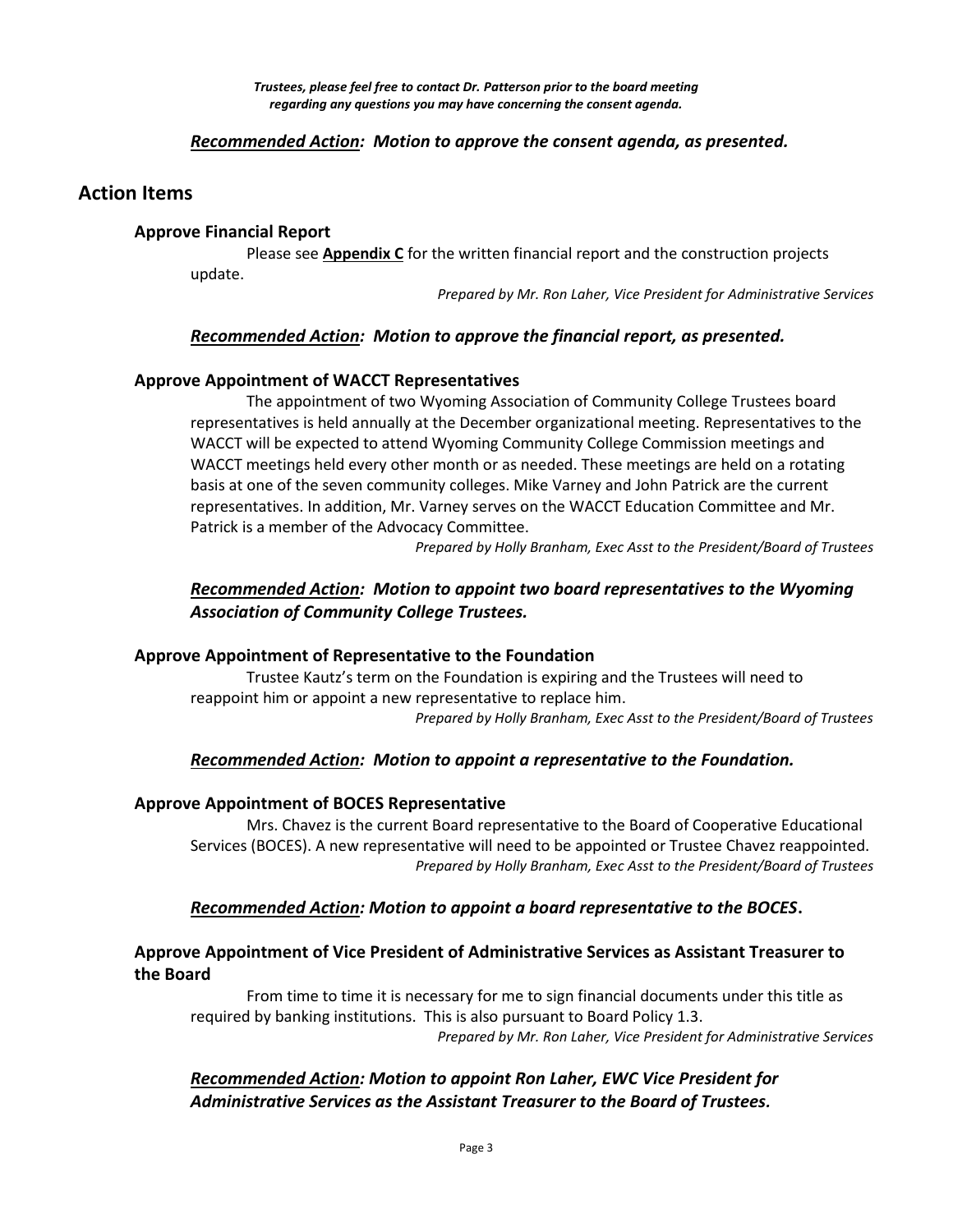*Trustees, please feel free to contact Dr. Patterson prior to the board meeting regarding any questions you may have concerning the consent agenda.*

***Recommended Action:** Motion to approve the consent agenda, as presented.*

## Action Items

### Approve Financial Report

Please see **Appendix C** for the written financial report and the construction projects update.

*Prepared by Mr. Ron Laher, Vice President for Administrative Services*

***Recommended Action:** Motion to approve the financial report, as presented.*

### Approve Appointment of WACCT Representatives

The appointment of two Wyoming Association of Community College Trustees board representatives is held annually at the December organizational meeting. Representatives to the WACCT will be expected to attend Wyoming Community College Commission meetings and WACCT meetings held every other month or as needed. These meetings are held on a rotating basis at one of the seven community colleges. Mike Varney and John Patrick are the current representatives. In addition, Mr. Varney serves on the WACCT Education Committee and Mr. Patrick is a member of the Advocacy Committee.

*Prepared by Holly Branham, Exec Asst to the President/Board of Trustees*

***Recommended Action:** Motion to appoint two board representatives to the Wyoming Association of Community College Trustees.*

### Approve Appointment of Representative to the Foundation

Trustee Kautz's term on the Foundation is expiring and the Trustees will need to reappoint him or appoint a new representative to replace him.

*Prepared by Holly Branham, Exec Asst to the President/Board of Trustees*

***Recommended Action:** Motion to appoint a representative to the Foundation.*

### Approve Appointment of BOCES Representative

Mrs. Chavez is the current Board representative to the Board of Cooperative Educational Services (BOCES). A new representative will need to be appointed or Trustee Chavez reappointed.

*Prepared by Holly Branham, Exec Asst to the President/Board of Trustees*

***Recommended Action:** Motion to appoint a board representative to the BOCES.*

### Approve Appointment of Vice President of Administrative Services as Assistant Treasurer to the Board

From time to time it is necessary for me to sign financial documents under this title as required by banking institutions. This is also pursuant to Board Policy 1.3.

*Prepared by Mr. Ron Laher, Vice President for Administrative Services*

***Recommended Action:** Motion to appoint Ron Laher, EWC Vice President for Administrative Services as the Assistant Treasurer to the Board of Trustees.*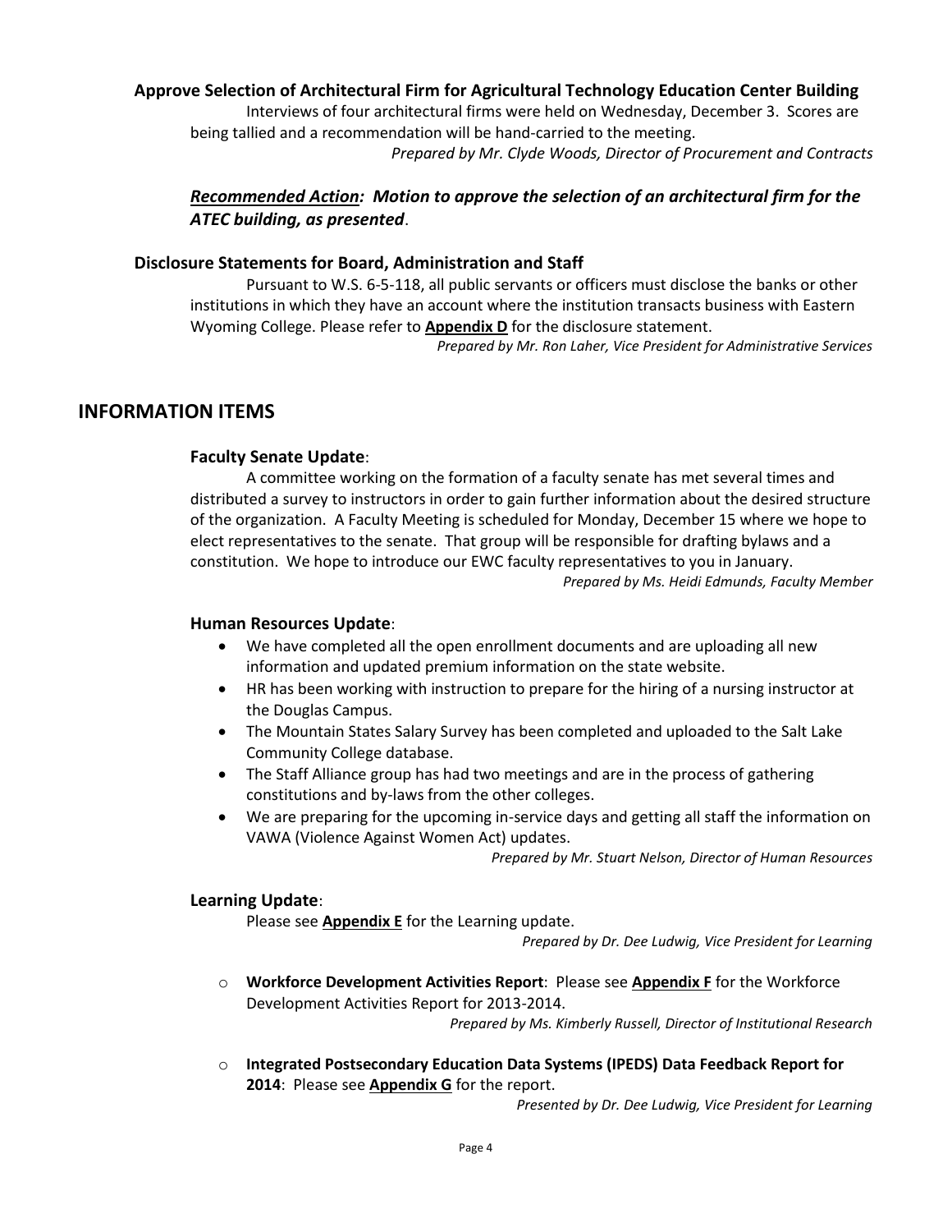**Approve Selection of Architectural Firm for Agricultural Technology Education Center Building**

Interviews of four architectural firms were held on Wednesday, December 3. Scores are being tallied and a recommendation will be hand-carried to the meeting.

*Prepared by Mr. Clyde Woods, Director of Procurement and Contracts*

***Recommended Action*: *Motion to approve the selection of an architectural firm for the ATEC building, as presented*.**

**Disclosure Statements for Board, Administration and Staff**

Pursuant to W.S. 6-5-118, all public servants or officers must disclose the banks or other institutions in which they have an account where the institution transacts business with Eastern Wyoming College. Please refer to **Appendix D** for the disclosure statement.

*Prepared by Mr. Ron Laher, Vice President for Administrative Services*

## INFORMATION ITEMS

**Faculty Senate Update**:

A committee working on the formation of a faculty senate has met several times and distributed a survey to instructors in order to gain further information about the desired structure of the organization. A Faculty Meeting is scheduled for Monday, December 15 where we hope to elect representatives to the senate. That group will be responsible for drafting bylaws and a constitution. We hope to introduce our EWC faculty representatives to you in January.

*Prepared by Ms. Heidi Edmunds, Faculty Member*

**Human Resources Update**:

- We have completed all the open enrollment documents and are uploading all new information and updated premium information on the state website.
- HR has been working with instruction to prepare for the hiring of a nursing instructor at the Douglas Campus.
- The Mountain States Salary Survey has been completed and uploaded to the Salt Lake Community College database.
- The Staff Alliance group has had two meetings and are in the process of gathering constitutions and by-laws from the other colleges.
- We are preparing for the upcoming in-service days and getting all staff the information on VAWA (Violence Against Women Act) updates.

*Prepared by Mr. Stuart Nelson, Director of Human Resources*

**Learning Update**:

Please see **Appendix E** for the Learning update.

*Prepared by Dr. Dee Ludwig, Vice President for Learning*

- **Workforce Development Activities Report**: Please see **Appendix F** for the Workforce Development Activities Report for 2013-2014.

  *Prepared by Ms. Kimberly Russell, Director of Institutional Research*

- **Integrated Postsecondary Education Data Systems (IPEDS) Data Feedback Report for 2014**: Please see **Appendix G** for the report.

  *Presented by Dr. Dee Ludwig, Vice President for Learning*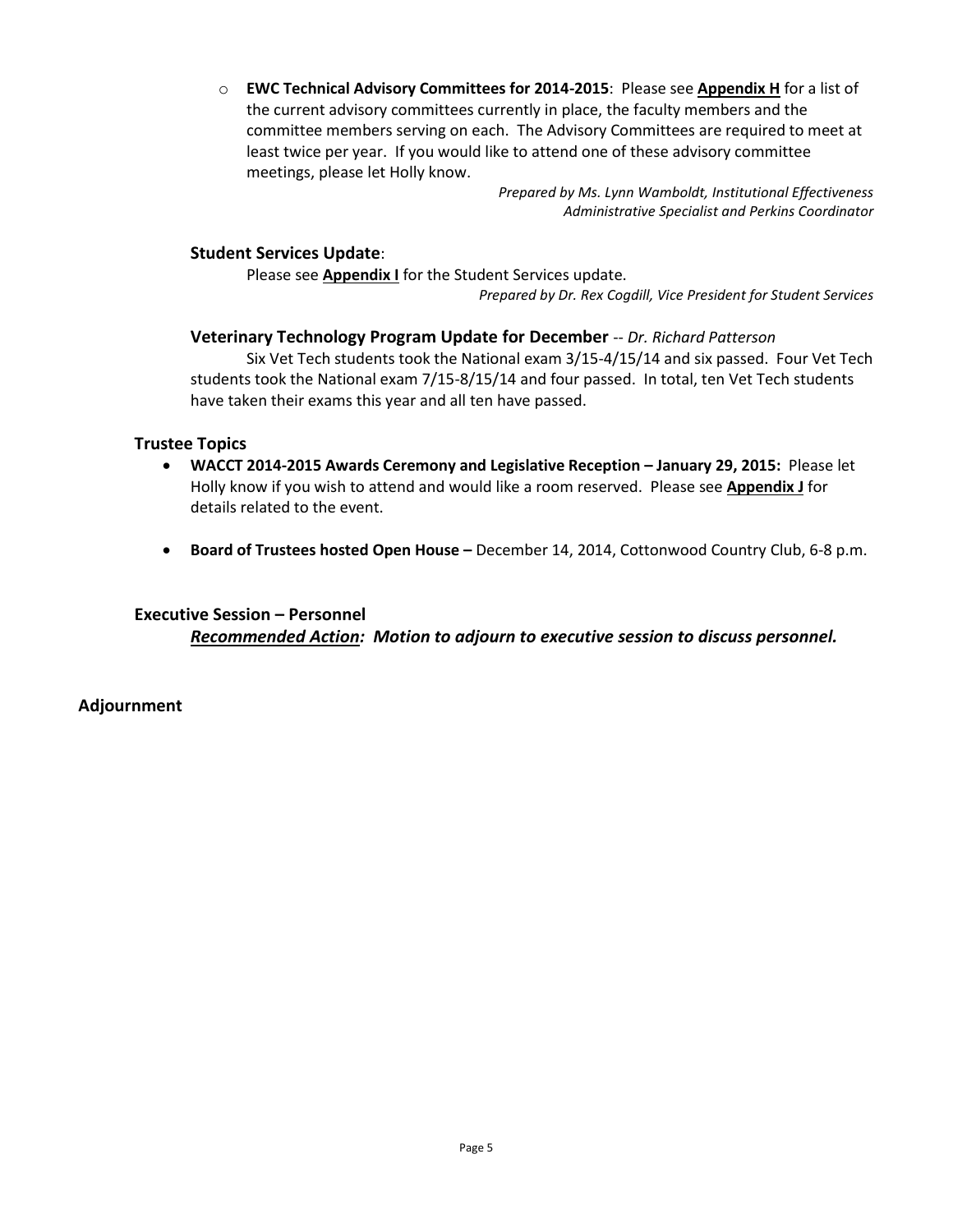- **EWC Technical Advisory Committees for 2014-2015**: Please see **Appendix H** for a list of the current advisory committees currently in place, the faculty members and the committee members serving on each. The Advisory Committees are required to meet at least twice per year. If you would like to attend one of these advisory committee meetings, please let Holly know.

*Prepared by Ms. Lynn Wamboldt, Institutional Effectiveness Administrative Specialist and Perkins Coordinator*

### Student Services Update:

Please see **Appendix I** for the Student Services update.

*Prepared by Dr. Rex Cogdill, Vice President for Student Services*

### Veterinary Technology Program Update for December -- *Dr. Richard Patterson*

Six Vet Tech students took the National exam 3/15-4/15/14 and six passed. Four Vet Tech students took the National exam 7/15-8/15/14 and four passed. In total, ten Vet Tech students have taken their exams this year and all ten have passed.

## Trustee Topics

- **WACCT 2014-2015 Awards Ceremony and Legislative Reception – January 29, 2015:** Please let Holly know if you wish to attend and would like a room reserved. Please see **Appendix J** for details related to the event.
- **Board of Trustees hosted Open House –** December 14, 2014, Cottonwood Country Club, 6-8 p.m.

## Executive Session – Personnel

***Recommended Action:* *Motion to adjourn to executive session to discuss personnel.***

## Adjournment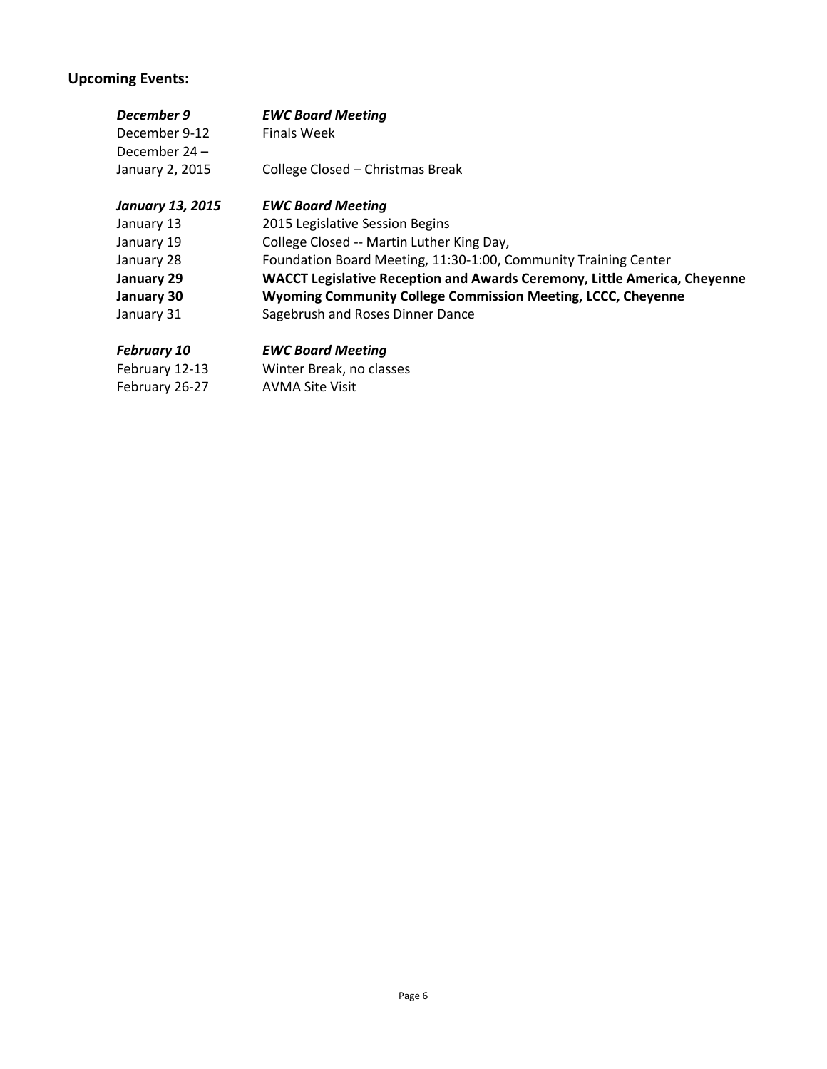**<u>Upcoming Events</u>:**

| | |
|---|---|
| ***December 9*** | ***EWC Board Meeting*** |
| December 9-12 | Finals Week |
| December 24 – January 2, 2015 | College Closed – Christmas Break |
| ***January 13, 2015*** | ***EWC Board Meeting*** |
| January 13 | 2015 Legislative Session Begins |
| January 19 | College Closed -- Martin Luther King Day, |
| January 28 | Foundation Board Meeting, 11:30-1:00, Community Training Center |
| **January 29** | **WACCT Legislative Reception and Awards Ceremony, Little America, Cheyenne** |
| **January 30** | **Wyoming Community College Commission Meeting, LCCC, Cheyenne** |
| January 31 | Sagebrush and Roses Dinner Dance |
| ***February 10*** | ***EWC Board Meeting*** |
| February 12-13 | Winter Break, no classes |
| February 26-27 | AVMA Site Visit |